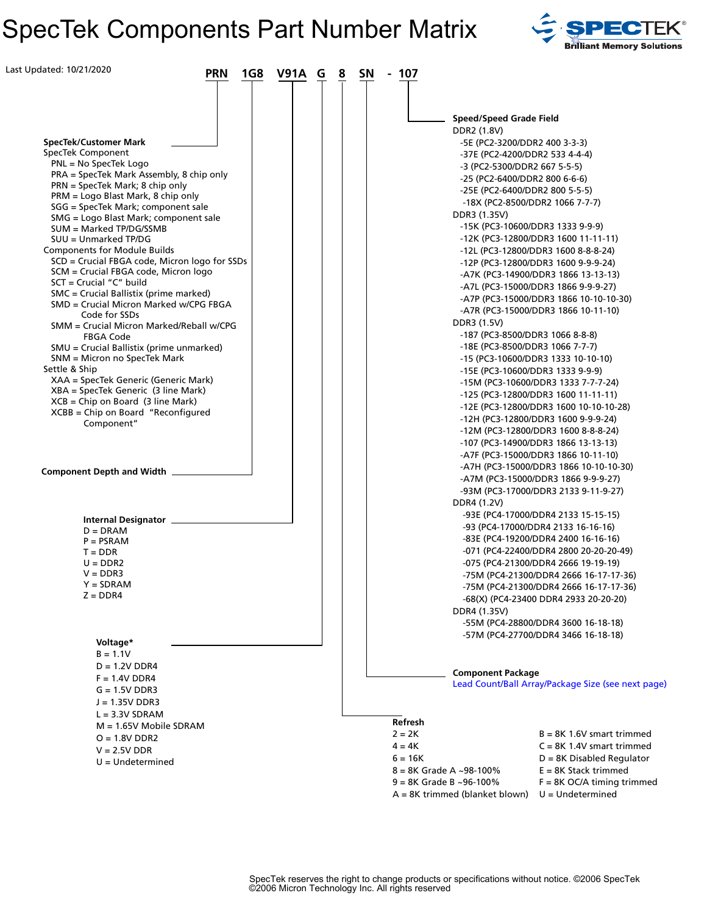# SpecTek Components Part Number Matrix

Last Updated: 10/21/2020

**PRN 1G8 V91A G 8 SN - 107**

### SpecTek/Customer Mark

SpecTek Component

- PNL = No SpecTek Logo
- PRA = SpecTek Mark Assembly, 8 chip only
- PRN = SpecTek Mark; 8 chip only
- PRM = Logo Blast Mark, 8 chip only
- SGG = SpecTek Mark; component sale
- SMG = Logo Blast Mark; component sale
- SUM = Marked TP/DG/SSMB
- SUU = Unmarked TP/DG

Components for Module Builds

- SCD = Crucial FBGA code, Micron logo for SSDs
- SCM = Crucial FBGA code, Micron logo
- SCT = Crucial "C" build
- SMC = Crucial Ballistix (prime marked)
- SMD = Crucial Micron Marked w/CPG FBGA Code for SSDs
- SMM = Crucial Micron Marked/Reball w/CPG FBGA Code
- SMU = Crucial Ballistix (prime unmarked)
- SNM = Micron no SpecTek Mark

Settle & Ship

- XAA = SpecTek Generic (Generic Mark)
- XBA = SpecTek Generic (3 line Mark)
- XCB = Chip on Board (3 line Mark)
- XCBB = Chip on Board "Reconfigured Component"

### Component Depth and Width

### Internal Designator

- D = DRAM
- P = PSRAM
- T = DDR
- U = DDR2
- V = DDR3
- Y = SDRAM
- Z = DDR4

### Voltage*

- B = 1.1V
- D = 1.2V DDR4
- F = 1.4V DDR4
- G = 1.5V DDR3
- J = 1.35V DDR3
- L = 3.3V SDRAM
- M = 1.65V Mobile SDRAM
- O = 1.8V DDR2
- V = 2.5V DDR
- U = Undetermined

### Speed/Speed Grade Field

DDR2 (1.8V)

- -5E (PC2-3200/DDR2 400 3-3-3)
- -37E (PC2-4200/DDR2 533 4-4-4)
- -3 (PC2-5300/DDR2 667 5-5-5)
- -25 (PC2-6400/DDR2 800 6-6-6)
- -25E (PC2-6400/DDR2 800 5-5-5)
- -18X (PC2-8500/DDR2 1066 7-7-7)

DDR3 (1.35V)

- -15K (PC3-10600/DDR3 1333 9-9-9)
- -12K (PC3-12800/DDR3 1600 11-11-11)
- -12L (PC3-12800/DDR3 1600 8-8-8-24)
- -12P (PC3-12800/DDR3 1600 9-9-9-24)
- -A7K (PC3-14900/DDR3 1866 13-13-13)
- -A7L (PC3-15000/DDR3 1866 9-9-9-27)
- -A7P (PC3-15000/DDR3 1866 10-10-10-30)
- -A7R (PC3-15000/DDR3 1866 10-11-10)

DDR3 (1.5V)

- -187 (PC3-8500/DDR3 1066 8-8-8)
- -18E (PC3-8500/DDR3 1066 7-7-7)
- -15 (PC3-10600/DDR3 1333 10-10-10)
- -15E (PC3-10600/DDR3 1333 9-9-9)
- -15M (PC3-10600/DDR3 1333 7-7-7-24)
- -125 (PC3-12800/DDR3 1600 11-11-11)
- -12E (PC3-12800/DDR3 1600 10-10-10-28)
- -12H (PC3-12800/DDR3 1600 9-9-9-24)
- -12M (PC3-12800/DDR3 1600 8-8-8-24)
- -107 (PC3-14900/DDR3 1866 13-13-13)
- -A7F (PC3-15000/DDR3 1866 10-11-10)
- -A7H (PC3-15000/DDR3 1866 10-10-10-30)
- -A7M (PC3-15000/DDR3 1866 9-9-9-27)
- -93M (PC3-17000/DDR3 2133 9-11-9-27)

DDR4 (1.2V)

- -93E (PC4-17000/DDR4 2133 15-15-15)
- -93 (PC4-17000/DDR4 2133 16-16-16)
- -83E (PC4-19200/DDR4 2400 16-16-16)
- -071 (PC4-22400/DDR4 2800 20-20-20-49)
- -075 (PC4-21300/DDR4 2666 19-19-19)
- -75M (PC4-21300/DDR4 2666 16-17-17-36)
- -75M (PC4-21300/DDR4 2666 16-17-17-36)
- -68(X) (PC4-23400 DDR4 2933 20-20-20)

DDR4 (1.35V)

- -55M (PC4-28800/DDR4 3600 16-18-18)
- -57M (PC4-27700/DDR4 3466 16-18-18)

### Component Package

Lead Count/Ball Array/Package Size (see next page)

### Refresh

- 2 = 2K
- 4 = 4K
- 6 = 16K
- 8 = 8K Grade A ~98-100%
- 9 = 8K Grade B ~96-100%
- A = 8K trimmed (blanket blown)
- B = 8K 1.6V smart trimmed
- C = 8K 1.4V smart trimmed
- D = 8K Disabled Regulator
- E = 8K Stack trimmed
- F = 8K OC/A timing trimmed
- U = Undetermined

SpecTek reserves the right to change products or specifications without notice. ©2006 SpecTek
©2006 Micron Technology Inc. All rights reserved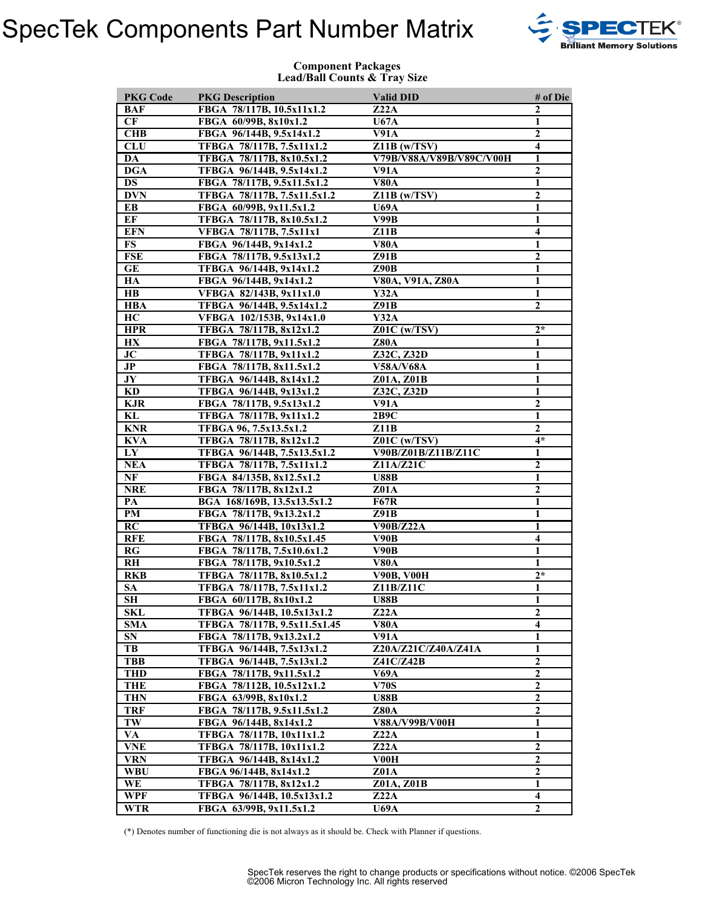# SpecTek Components Part Number Matrix

**Component Packages**
**Lead/Ball Counts & Tray Size**

| PKG Code | PKG Description | Valid DID | # of Die |
|---|---|---|---|
| BAF | FBGA 78/117B, 10.5x11x1.2 | Z22A | 2 |
| CF | FBGA 60/99B, 8x10x1.2 | U67A | 1 |
| CHB | FBGA 96/144B, 9.5x14x1.2 | V91A | 2 |
| CLU | TFBGA 78/117B, 7.5x11x1.2 | Z11B (w/TSV) | 4 |
| DA | TFBGA 78/117B, 8x10.5x1.2 | V79B/V88A/V89B/V89C/V00H | 1 |
| DGA | TFBGA 96/144B, 9.5x14x1.2 | V91A | 2 |
| DS | FBGA 78/117B, 9.5x11.5x1.2 | V80A | 1 |
| DVN | TFBGA 78/117B, 7.5x11.5x1.2 | Z11B (w/TSV) | 2 |
| EB | FBGA 60/99B, 9x11.5x1.2 | U69A | 1 |
| EF | TFBGA 78/117B, 8x10.5x1.2 | V99B | 1 |
| EFN | VFBGA 78/117B, 7.5x11x1 | Z11B | 4 |
| FS | FBGA 96/144B, 9x14x1.2 | V80A | 1 |
| FSE | FBGA 78/117B, 9.5x13x1.2 | Z91B | 2 |
| GE | TFBGA 96/144B, 9x14x1.2 | Z90B | 1 |
| HA | FBGA 96/144B, 9x14x1.2 | V80A, V91A, Z80A | 1 |
| HB | VFBGA 82/143B, 9x11x1.0 | Y32A | 1 |
| HBA | TFBGA 96/144B, 9.5x14x1.2 | Z91B | 2 |
| HC | VFBGA 102/153B, 9x14x1.0 | Y32A | |
| HPR | TFBGA 78/117B, 8x12x1.2 | Z01C (w/TSV) | 2* |
| HX | FBGA 78/117B, 9x11.5x1.2 | Z80A | 1 |
| JC | TFBGA 78/117B, 9x11x1.2 | Z32C, Z32D | 1 |
| JP | FBGA 78/117B, 8x11.5x1.2 | V58A/V68A | 1 |
| JY | TFBGA 96/144B, 8x14x1.2 | Z01A, Z01B | 1 |
| KD | TFBGA 96/144B, 9x13x1.2 | Z32C, Z32D | 1 |
| KJR | FBGA 78/117B, 9.5x13x1.2 | V91A | 2 |
| KL | TFBGA 78/117B, 9x11x1.2 | 2B9C | 1 |
| KNR | TFBGA 96, 7.5x13.5x1.2 | Z11B | 2 |
| KVA | TFBGA 78/117B, 8x12x1.2 | Z01C (w/TSV) | 4* |
| LY | TFBGA 96/144B, 7.5x13.5x1.2 | V90B/Z01B/Z11B/Z11C | 1 |
| NEA | TFBGA 78/117B, 7.5x11x1.2 | Z11A/Z21C | 2 |
| NF | FBGA 84/135B, 8x12.5x1.2 | U88B | 1 |
| NRE | FBGA 78/117B, 8x12x1.2 | Z01A | 2 |
| PA | BGA 168/169B, 13.5x13.5x1.2 | F67R | 1 |
| PM | FBGA 78/117B, 9x13.2x1.2 | Z91B | 1 |
| RC | TFBGA 96/144B, 10x13x1.2 | V90B/Z22A | 1 |
| RFE | FBGA 78/117B, 8x10.5x1.45 | V90B | 4 |
| RG | FBGA 78/117B, 7.5x10.6x1.2 | V90B | 1 |
| RH | FBGA 78/117B, 9x10.5x1.2 | V80A | 1 |
| RKB | TFBGA 78/117B, 8x10.5x1.2 | V90B, V00H | 2* |
| SA | TFBGA 78/117B, 7.5x11x1.2 | Z11B/Z11C | 1 |
| SH | FBGA 60/117B, 8x10x1.2 | U88B | 1 |
| SKL | TFBGA 96/144B, 10.5x13x1.2 | Z22A | 2 |
| SMA | TFBGA 78/117B, 9.5x11.5x1.45 | V80A | 4 |
| SN | FBGA 78/117B, 9x13.2x1.2 | V91A | 1 |
| TB | TFBGA 96/144B, 7.5x13x1.2 | Z20A/Z21C/Z40A/Z41A | 1 |
| TBB | TFBGA 96/144B, 7.5x13x1.2 | Z41C/Z42B | 2 |
| THD | FBGA 78/117B, 9x11.5x1.2 | V69A | 2 |
| THE | FBGA 78/112B, 10.5x12x1.2 | V70S | 2 |
| THN | FBGA 63/99B, 8x10x1.2 | U88B | 2 |
| TRF | FBGA 78/117B, 9.5x11.5x1.2 | Z80A | 2 |
| TW | FBGA 96/144B, 8x14x1.2 | V88A/V99B/V00H | 1 |
| VA | TFBGA 78/117B, 10x11x1.2 | Z22A | 1 |
| VNE | TFBGA 78/117B, 10x11x1.2 | Z22A | 2 |
| VRN | TFBGA 96/144B, 8x14x1.2 | V00H | 2 |
| WBU | FBGA 96/144B, 8x14x1.2 | Z01A | 2 |
| WE | TFBGA 78/117B, 8x12x1.2 | Z01A, Z01B | 1 |
| WPF | TFBGA 96/144B, 10.5x13x1.2 | Z22A | 4 |
| WTR | FBGA 63/99B, 9x11.5x1.2 | U69A | 2 |

(*) Denotes number of functioning die is not always as it should be. Check with Planner if questions.

SpecTek reserves the right to change products or specifications without notice. ©2006 SpecTek
©2006 Micron Technology Inc. All rights reserved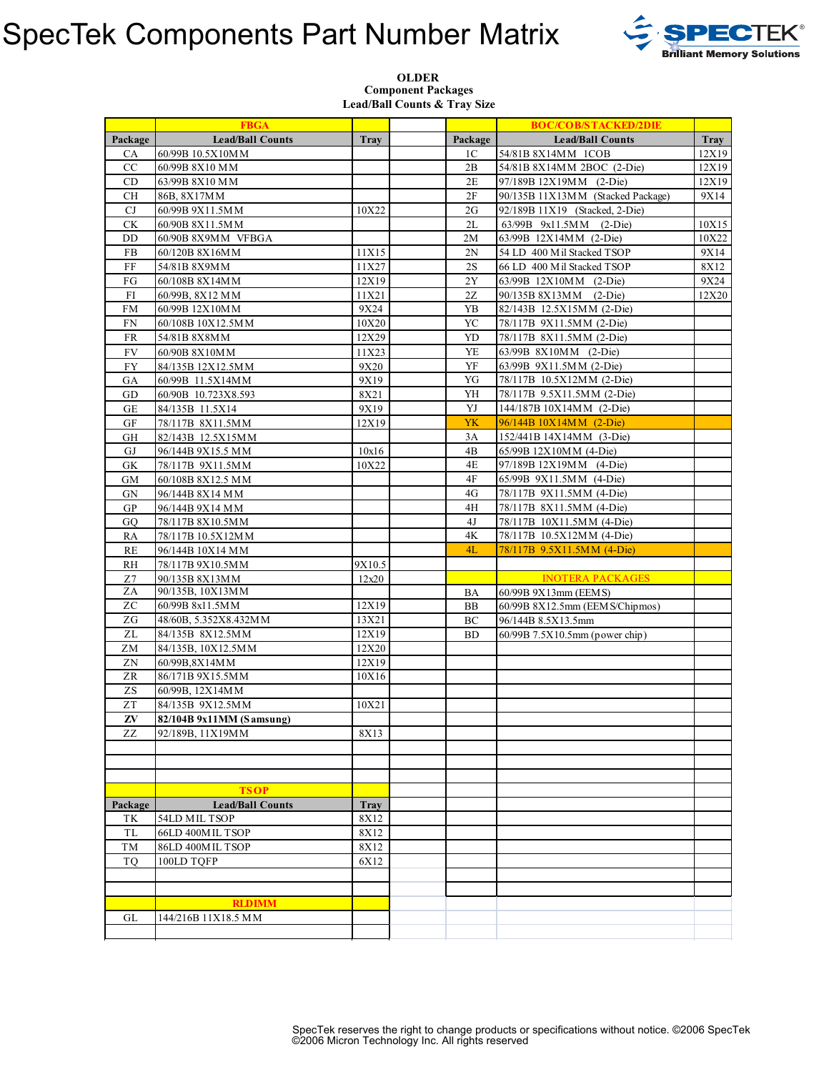# SpecTek Components Part Number Matrix

SpecTek Brilliant Memory Solutions

**OLDER**
**Component Packages**
**Lead/Ball Counts & Tray Size**

| | FBGA | | | | BOC/COB/STACKED/2DIE | |
|---|---|---|---|---|---|---|
| **Package** | **Lead/Ball Counts** | **Tray** | | **Package** | **Lead/Ball Counts** | **Tray** |
| CA | 60/99B 10.5X10MM | | | 1C | 54/81B 8X14MM 1COB | 12X19 |
| CC | 60/99B 8X10 MM | | | 2B | 54/81B 8X14MM 2BOC (2-Die) | 12X19 |
| CD | 63/99B 8X10 MM | | | 2E | 97/189B 12X19MM (2-Die) | 12X19 |
| CH | 86B, 8X17MM | | | 2F | 90/135B 11X13MM (Stacked Package) | 9X14 |
| CJ | 60/99B 9X11.5MM | 10X22 | | 2G | 92/189B 11X19 (Stacked, 2-Die) | |
| CK | 60/90B 8X11.5MM | | | 2L | 63/99B 9x11.5MM (2-Die) | 10X15 |
| DD | 60/90B 8X9MM VFBGA | | | 2M | 63/99B 12X14MM (2-Die) | 10X22 |
| FB | 60/120B 8X16MM | 11X15 | | 2N | 54 LD 400 Mil Stacked TSOP | 9X14 |
| FF | 54/81B 8X9MM | 11X27 | | 2S | 66 LD 400 Mil Stacked TSOP | 8X12 |
| FG | 60/108B 8X14MM | 12X19 | | 2Y | 63/99B 12X10MM (2-Die) | 9X24 |
| FI | 60/99B, 8X12 MM | 11X21 | | 2Z | 90/135B 8X13MM (2-Die) | 12X20 |
| FM | 60/99B 12X10MM | 9X24 | | YB | 82/143B 12.5X15MM (2-Die) | |
| FN | 60/108B 10X12.5MM | 10X20 | | YC | 78/117B 9X11.5MM (2-Die) | |
| FR | 54/81B 8X8MM | 12X29 | | YD | 78/117B 8X11.5MM (2-Die) | |
| FV | 60/90B 8X10MM | 11X23 | | YE | 63/99B 8X10MM (2-Die) | |
| FY | 84/135B 12X12.5MM | 9X20 | | YF | 63/99B 9X11.5MM (2-Die) | |
| GA | 60/99B 11.5X14MM | 9X19 | | YG | 78/117B 10.5X12MM (2-Die) | |
| GD | 60/90B 10.723X8.593 | 8X21 | | YH | 78/117B 9.5X11.5MM (2-Die) | |
| GE | 84/135B 11.5X14 | 9X19 | | YJ | 144/187B 10X14MM (2-Die) | |
| GF | 78/117B 8X11.5MM | 12X19 | | YK | 96/144B 10X14MM (2-Die) | |
| GH | 82/143B 12.5X15MM | | | 3A | 152/441B 14X14MM (3-Die) | |
| GJ | 96/144B 9X15.5 MM | 10x16 | | 4B | 65/99B 12X10MM (4-Die) | |
| GK | 78/117B 9X11.5MM | 10X22 | | 4E | 97/189B 12X19MM (4-Die) | |
| GM | 60/108B 8X12.5 MM | | | 4F | 65/99B 9X11.5MM (4-Die) | |
| GN | 96/144B 8X14 MM | | | 4G | 78/117B 9X11.5MM (4-Die) | |
| GP | 96/144B 9X14 MM | | | 4H | 78/117B 8X11.5MM (4-Die) | |
| GQ | 78/117B 8X10.5MM | | | 4J | 78/117B 10X11.5MM (4-Die) | |
| RA | 78/117B 10.5X12MM | | | 4K | 78/117B 10.5X12MM (4-Die) | |
| RE | 96/144B 10X14 MM | | | 4L | 78/117B 9.5X11.5MM (4-Die) | |
| RH | 78/117B 9X10.5MM | 9X10.5 | | | | |
| Z7 | 90/135B 8X13MM | 12x20 | | | INOTERA PACKAGES | |
| ZA | 90/135B, 10X13MM | | | BA | 60/99B 9X13mm (EEMS) | |
| ZC | 60/99B 8x11.5MM | 12X19 | | BB | 60/99B 8X12.5mm (EEMS/Chipmos) | |
| ZG | 48/60B, 5.352X8.432MM | 13X21 | | BC | 96/144B 8.5X13.5mm | |
| ZL | 84/135B 8X12.5MM | 12X19 | | BD | 60/99B 7.5X10.5mm (power chip) | |
| ZM | 84/135B, 10X12.5MM | 12X20 | | | | |
| ZN | 60/99B,8X14MM | 12X19 | | | | |
| ZR | 86/171B 9X15.5MM | 10X16 | | | | |
| ZS | 60/99B, 12X14MM | | | | | |
| ZT | 84/135B 9X12.5MM | 10X21 | | | | |
| **ZV** | **82/104B 9x11MM (Samsung)** | | | | | |
| ZZ | 92/189B, 11X19MM | 8X13 | | | | |

| | TSOP | |
|---|---|---|
| **Package** | **Lead/Ball Counts** | **Tray** |
| TK | 54LD MIL TSOP | 8X12 |
| TL | 66LD 400MIL TSOP | 8X12 |
| TM | 86LD 400MIL TSOP | 8X12 |
| TQ | 100LD TQFP | 6X12 |

| | RLDIMM | |
|---|---|---|
| GL | 144/216B 11X18.5 MM | |

SpecTek reserves the right to change products or specifications without notice. ©2006 SpecTek
©2006 Micron Technology Inc. All rights reserved